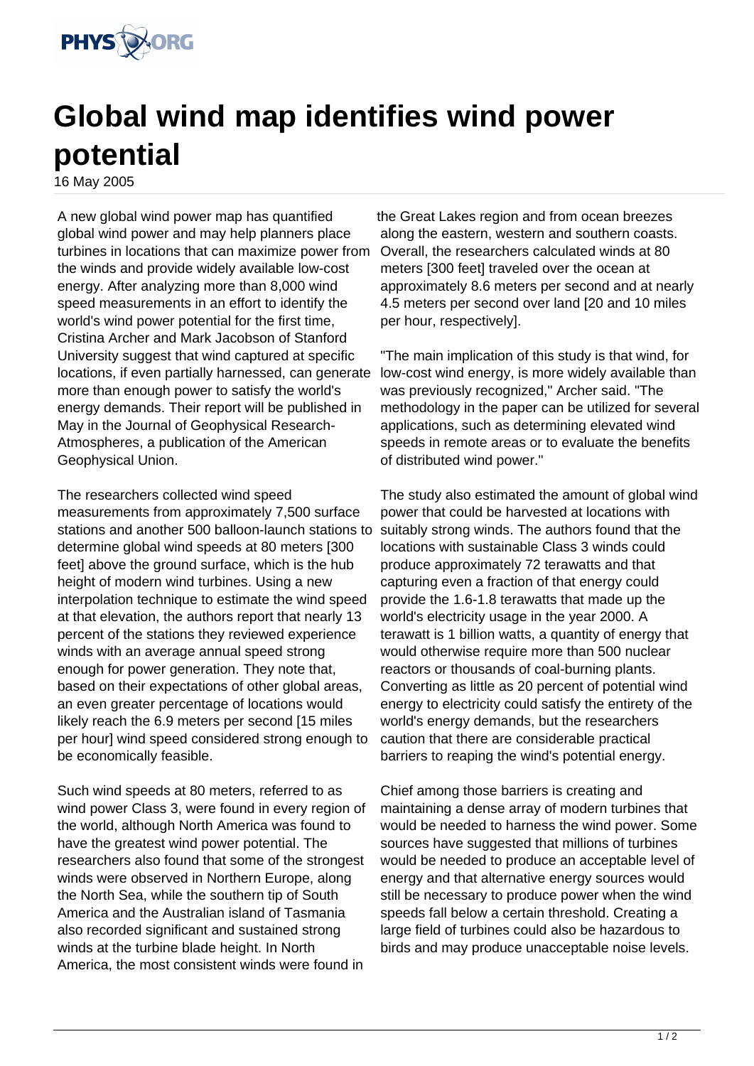# Global wind map identifies wind power potential

16 May 2005

A new global wind power map has quantified global wind power and may help planners place turbines in locations that can maximize power from the winds and provide widely available low-cost energy. After analyzing more than 8,000 wind speed measurements in an effort to identify the world's wind power potential for the first time, Cristina Archer and Mark Jacobson of Stanford University suggest that wind captured at specific locations, if even partially harnessed, can generate more than enough power to satisfy the world's energy demands. Their report will be published in May in the Journal of Geophysical Research-Atmospheres, a publication of the American Geophysical Union.

The researchers collected wind speed measurements from approximately 7,500 surface stations and another 500 balloon-launch stations to determine global wind speeds at 80 meters [300 feet] above the ground surface, which is the hub height of modern wind turbines. Using a new interpolation technique to estimate the wind speed at that elevation, the authors report that nearly 13 percent of the stations they reviewed experience winds with an average annual speed strong enough for power generation. They note that, based on their expectations of other global areas, an even greater percentage of locations would likely reach the 6.9 meters per second [15 miles per hour] wind speed considered strong enough to be economically feasible.

Such wind speeds at 80 meters, referred to as wind power Class 3, were found in every region of the world, although North America was found to have the greatest wind power potential. The researchers also found that some of the strongest winds were observed in Northern Europe, along the North Sea, while the southern tip of South America and the Australian island of Tasmania also recorded significant and sustained strong winds at the turbine blade height. In North America, the most consistent winds were found in the Great Lakes region and from ocean breezes along the eastern, western and southern coasts. Overall, the researchers calculated winds at 80 meters [300 feet] traveled over the ocean at approximately 8.6 meters per second and at nearly 4.5 meters per second over land [20 and 10 miles per hour, respectively].

"The main implication of this study is that wind, for low-cost wind energy, is more widely available than was previously recognized," Archer said. "The methodology in the paper can be utilized for several applications, such as determining elevated wind speeds in remote areas or to evaluate the benefits of distributed wind power."

The study also estimated the amount of global wind power that could be harvested at locations with suitably strong winds. The authors found that the locations with sustainable Class 3 winds could produce approximately 72 terawatts and that capturing even a fraction of that energy could provide the 1.6-1.8 terawatts that made up the world's electricity usage in the year 2000. A terawatt is 1 billion watts, a quantity of energy that would otherwise require more than 500 nuclear reactors or thousands of coal-burning plants. Converting as little as 20 percent of potential wind energy to electricity could satisfy the entirety of the world's energy demands, but the researchers caution that there are considerable practical barriers to reaping the wind's potential energy.

Chief among those barriers is creating and maintaining a dense array of modern turbines that would be needed to harness the wind power. Some sources have suggested that millions of turbines would be needed to produce an acceptable level of energy and that alternative energy sources would still be necessary to produce power when the wind speeds fall below a certain threshold. Creating a large field of turbines could also be hazardous to birds and may produce unacceptable noise levels.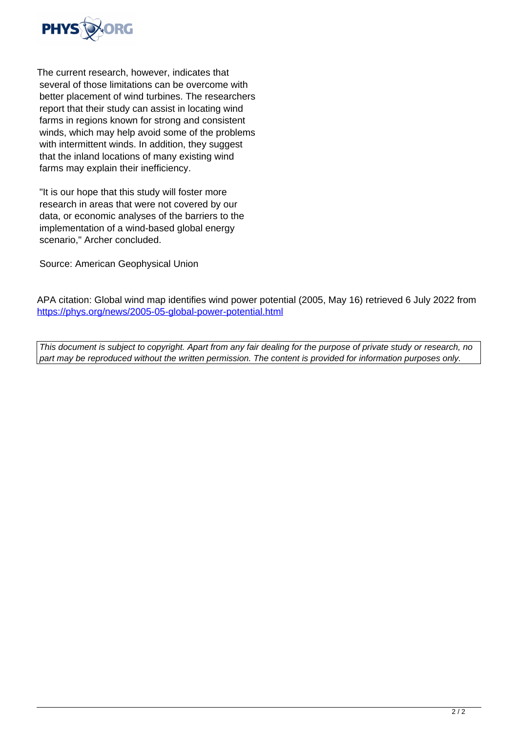The current research, however, indicates that several of those limitations can be overcome with better placement of wind turbines. The researchers report that their study can assist in locating wind farms in regions known for strong and consistent winds, which may help avoid some of the problems with intermittent winds. In addition, they suggest that the inland locations of many existing wind farms may explain their inefficiency.

"It is our hope that this study will foster more research in areas that were not covered by our data, or economic analyses of the barriers to the implementation of a wind-based global energy scenario," Archer concluded.

Source: American Geophysical Union

APA citation: Global wind map identifies wind power potential (2005, May 16) retrieved 6 July 2022 from https://phys.org/news/2005-05-global-power-potential.html

*This document is subject to copyright. Apart from any fair dealing for the purpose of private study or research, no part may be reproduced without the written permission. The content is provided for information purposes only.*